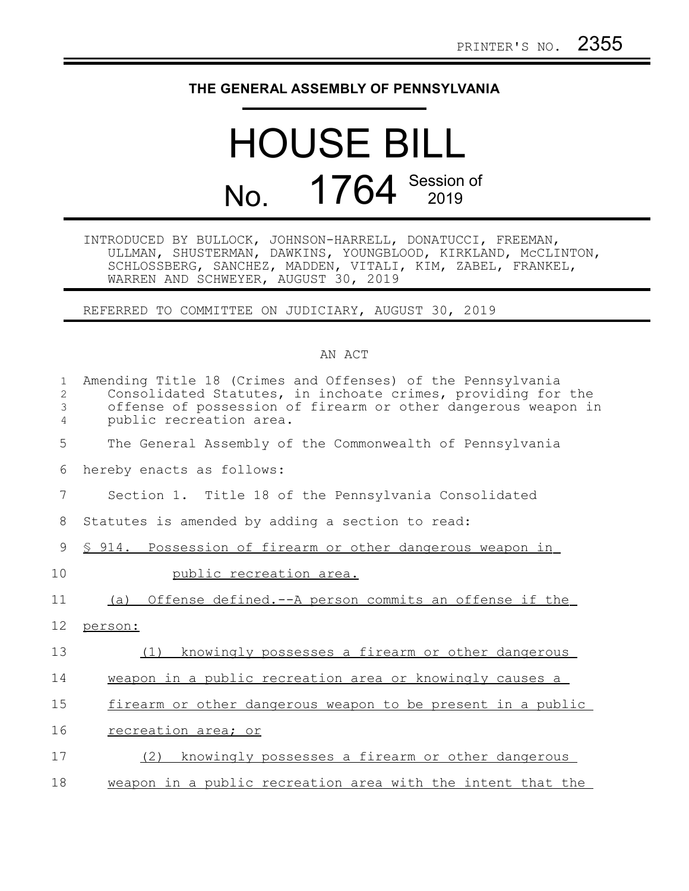PRINTER'S NO. 2355

## THE GENERAL ASSEMBLY OF PENNSYLVANIA

# HOUSE BILL

# No. 1764 Session of 2019

INTRODUCED BY BULLOCK, JOHNSON-HARRELL, DONATUCCI, FREEMAN, ULLMAN, SHUSTERMAN, DAWKINS, YOUNGBLOOD, KIRKLAND, McCLINTON, SCHLOSSBERG, SANCHEZ, MADDEN, VITALI, KIM, ZABEL, FRANKEL, WARREN AND SCHWEYER, AUGUST 30, 2019

REFERRED TO COMMITTEE ON JUDICIARY, AUGUST 30, 2019

AN ACT

Amending Title 18 (Crimes and Offenses) of the Pennsylvania Consolidated Statutes, in inchoate crimes, providing for the offense of possession of firearm or other dangerous weapon in public recreation area.

The General Assembly of the Commonwealth of Pennsylvania hereby enacts as follows:

Section 1. Title 18 of the Pennsylvania Consolidated Statutes is amended by adding a section to read:

§ 914. Possession of firearm or other dangerous weapon in public recreation area.

(a) Offense defined.--A person commits an offense if the person:

(1) knowingly possesses a firearm or other dangerous weapon in a public recreation area or knowingly causes a firearm or other dangerous weapon to be present in a public recreation area; or

(2) knowingly possesses a firearm or other dangerous weapon in a public recreation area with the intent that the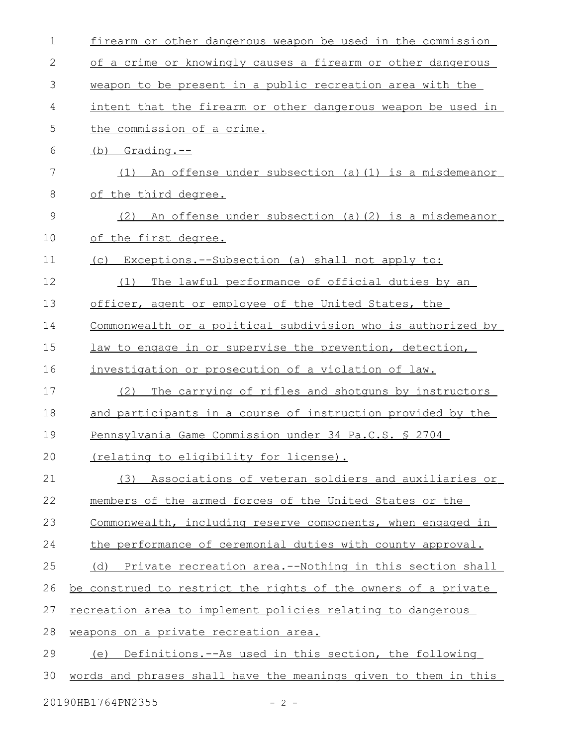firearm or other dangerous weapon be used in the commission of a crime or knowingly causes a firearm or other dangerous weapon to be present in a public recreation area with the intent that the firearm or other dangerous weapon be used in the commission of a crime.

(b) Grading.--

(1) An offense under subsection (a)(1) is a misdemeanor of the third degree.

(2) An offense under subsection (a)(2) is a misdemeanor of the first degree.

(c) Exceptions.--Subsection (a) shall not apply to:

(1) The lawful performance of official duties by an officer, agent or employee of the United States, the Commonwealth or a political subdivision who is authorized by law to engage in or supervise the prevention, detection, investigation or prosecution of a violation of law.

(2) The carrying of rifles and shotguns by instructors and participants in a course of instruction provided by the Pennsylvania Game Commission under 34 Pa.C.S. § 2704 (relating to eligibility for license).

(3) Associations of veteran soldiers and auxiliaries or members of the armed forces of the United States or the Commonwealth, including reserve components, when engaged in the performance of ceremonial duties with county approval.

(d) Private recreation area.--Nothing in this section shall be construed to restrict the rights of the owners of a private recreation area to implement policies relating to dangerous weapons on a private recreation area.

(e) Definitions.--As used in this section, the following words and phrases shall have the meanings given to them in this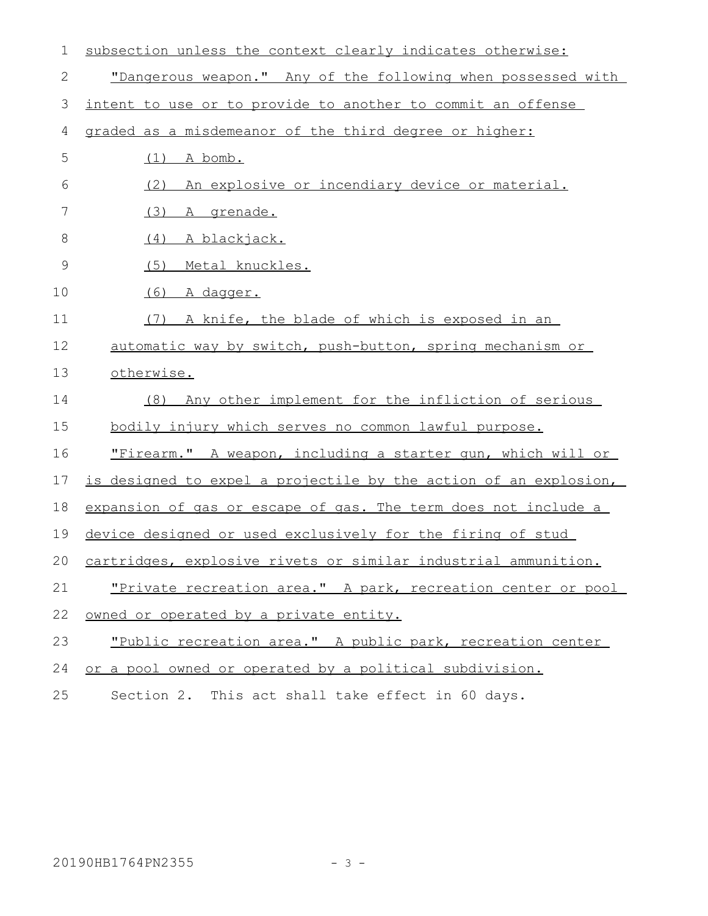subsection unless the context clearly indicates otherwise:

"Dangerous weapon." Any of the following when possessed with intent to use or to provide to another to commit an offense graded as a misdemeanor of the third degree or higher:

(1) A bomb.

(2) An explosive or incendiary device or material.

(3) A grenade.

(4) A blackjack.

(5) Metal knuckles.

(6) A dagger.

(7) A knife, the blade of which is exposed in an automatic way by switch, push-button, spring mechanism or otherwise.

(8) Any other implement for the infliction of serious bodily injury which serves no common lawful purpose.

"Firearm." A weapon, including a starter gun, which will or is designed to expel a projectile by the action of an explosion, expansion of gas or escape of gas. The term does not include a device designed or used exclusively for the firing of stud cartridges, explosive rivets or similar industrial ammunition.

"Private recreation area." A park, recreation center or pool owned or operated by a private entity.

"Public recreation area." A public park, recreation center or a pool owned or operated by a political subdivision.

Section 2. This act shall take effect in 60 days.